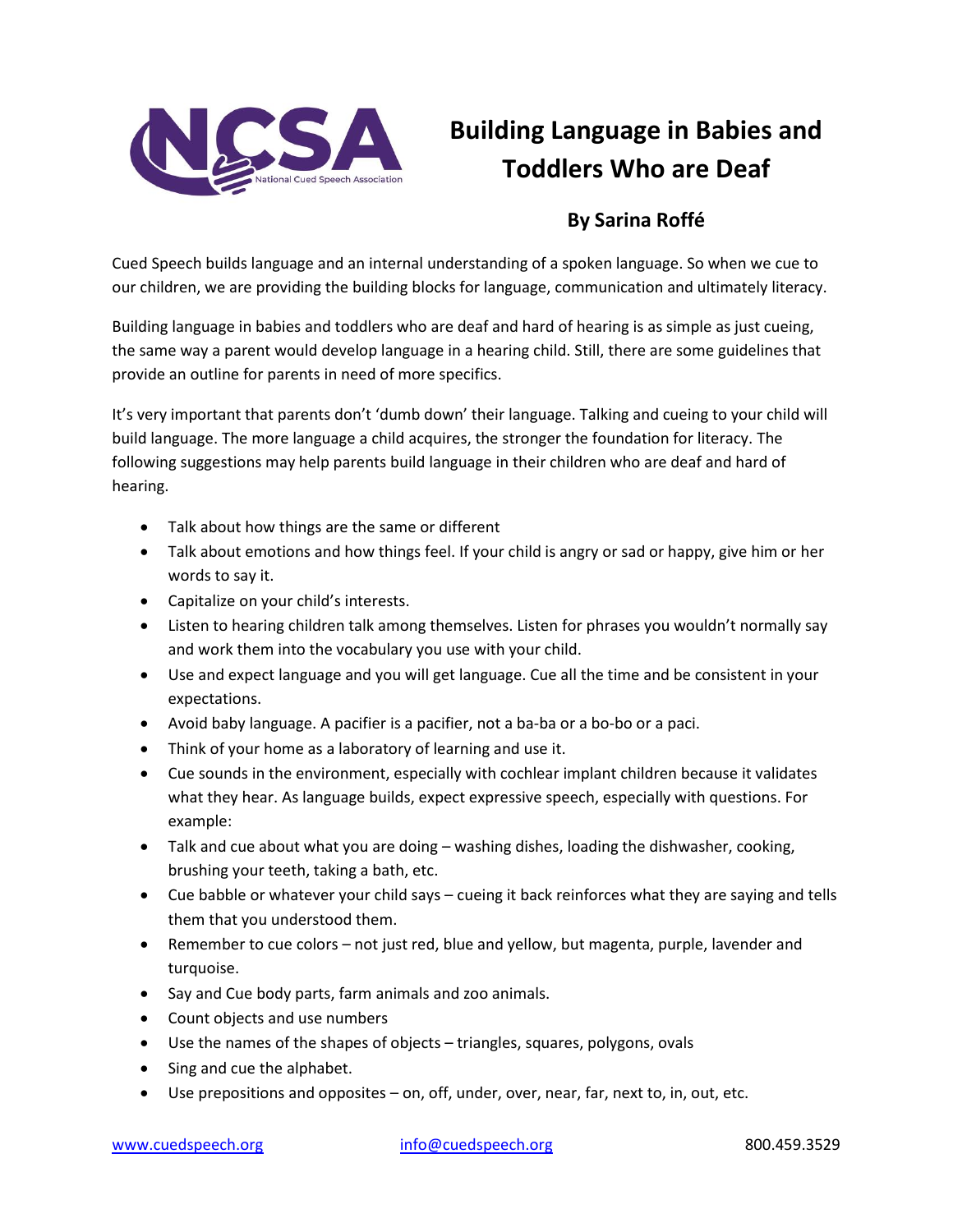# Building Language in Babies and Toddlers Who are Deaf

### By Sarina Roffé

Cued Speech builds language and an internal understanding of a spoken language. So when we cue to our children, we are providing the building blocks for language, communication and ultimately literacy.

Building language in babies and toddlers who are deaf and hard of hearing is as simple as just cueing, the same way a parent would develop language in a hearing child. Still, there are some guidelines that provide an outline for parents in need of more specifics.

It's very important that parents don't 'dumb down' their language. Talking and cueing to your child will build language. The more language a child acquires, the stronger the foundation for literacy. The following suggestions may help parents build language in their children who are deaf and hard of hearing.

- Talk about how things are the same or different
- Talk about emotions and how things feel. If your child is angry or sad or happy, give him or her words to say it.
- Capitalize on your child's interests.
- Listen to hearing children talk among themselves. Listen for phrases you wouldn't normally say and work them into the vocabulary you use with your child.
- Use and expect language and you will get language. Cue all the time and be consistent in your expectations.
- Avoid baby language. A pacifier is a pacifier, not a ba-ba or a bo-bo or a paci.
- Think of your home as a laboratory of learning and use it.
- Cue sounds in the environment, especially with cochlear implant children because it validates what they hear. As language builds, expect expressive speech, especially with questions. For example:
- Talk and cue about what you are doing – washing dishes, loading the dishwasher, cooking, brushing your teeth, taking a bath, etc.
- Cue babble or whatever your child says – cueing it back reinforces what they are saying and tells them that you understood them.
- Remember to cue colors – not just red, blue and yellow, but magenta, purple, lavender and turquoise.
- Say and Cue body parts, farm animals and zoo animals.
- Count objects and use numbers
- Use the names of the shapes of objects – triangles, squares, polygons, ovals
- Sing and cue the alphabet.
- Use prepositions and opposites – on, off, under, over, near, far, next to, in, out, etc.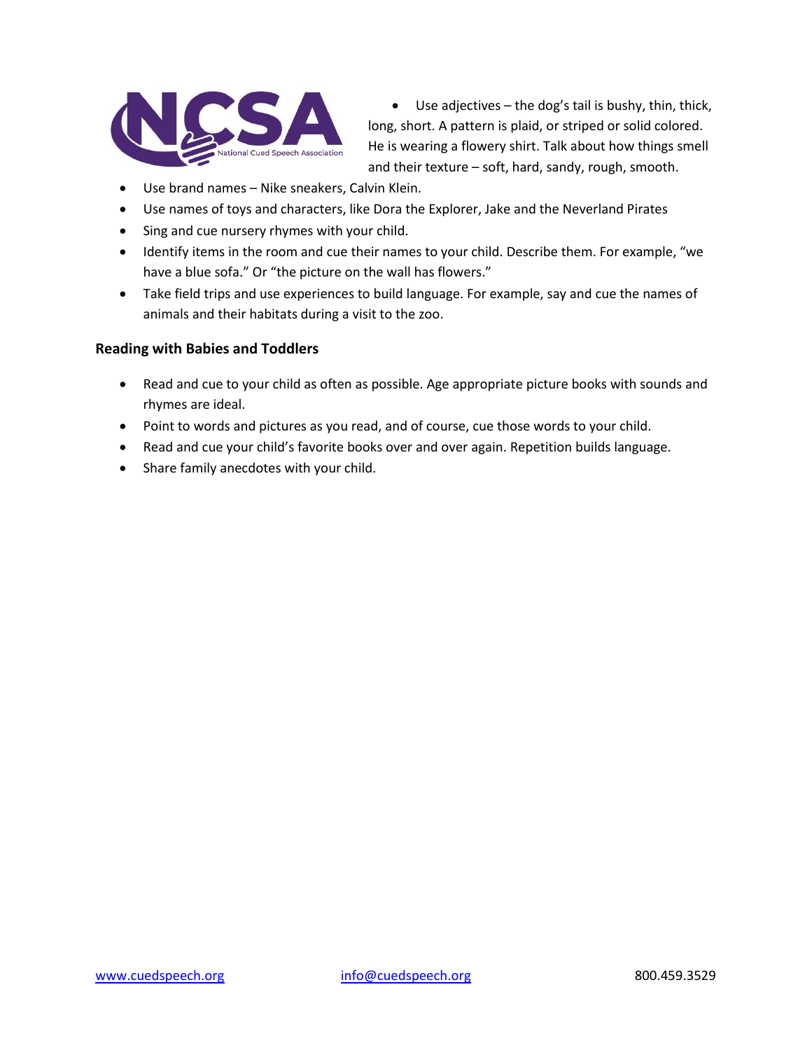- Use adjectives – the dog's tail is bushy, thin, thick, long, short. A pattern is plaid, or striped or solid colored. He is wearing a flowery shirt. Talk about how things smell and their texture – soft, hard, sandy, rough, smooth.
- Use brand names – Nike sneakers, Calvin Klein.
- Use names of toys and characters, like Dora the Explorer, Jake and the Neverland Pirates
- Sing and cue nursery rhymes with your child.
- Identify items in the room and cue their names to your child. Describe them. For example, "we have a blue sofa." Or "the picture on the wall has flowers."
- Take field trips and use experiences to build language. For example, say and cue the names of animals and their habitats during a visit to the zoo.

**Reading with Babies and Toddlers**

- Read and cue to your child as often as possible. Age appropriate picture books with sounds and rhymes are ideal.
- Point to words and pictures as you read, and of course, cue those words to your child.
- Read and cue your child's favorite books over and over again. Repetition builds language.
- Share family anecdotes with your child.

www.cuedspeech.org info@cuedspeech.org 800.459.3529